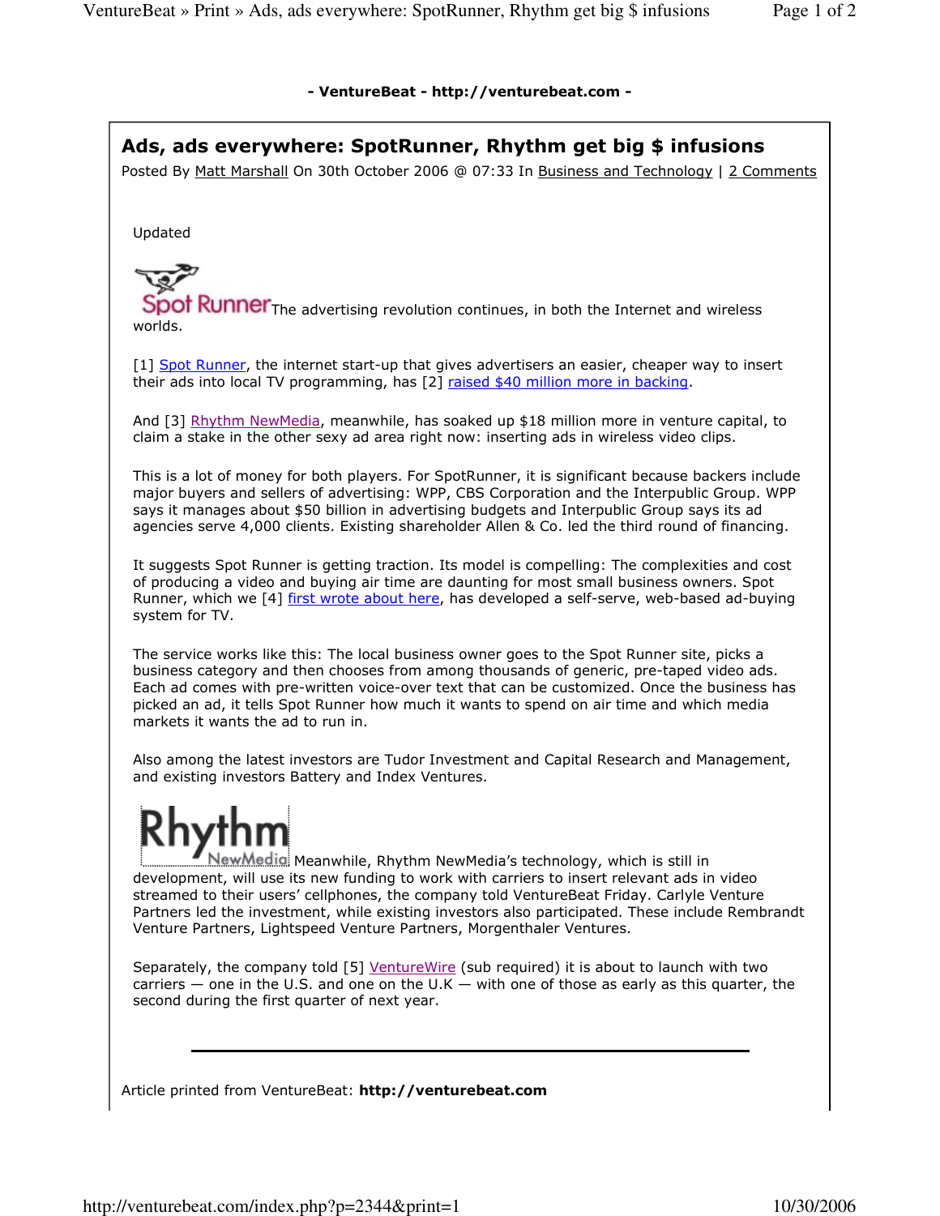- VentureBeat - http://venturebeat.com -

# Ads, ads everywhere: SpotRunner, Rhythm get big $ infusions

Posted By Matt Marshall On 30th October 2006 @ 07:33 In Business and Technology | 2 Comments

Updated

Spot Runner The advertising revolution continues, in both the Internet and wireless worlds.

[1] Spot Runner, the internet start-up that gives advertisers an easier, cheaper way to insert their ads into local TV programming, has [2] raised $40 million more in backing.

And [3] Rhythm NewMedia, meanwhile, has soaked up $18 million more in venture capital, to claim a stake in the other sexy ad area right now: inserting ads in wireless video clips.

This is a lot of money for both players. For SpotRunner, it is significant because backers include major buyers and sellers of advertising: WPP, CBS Corporation and the Interpublic Group. WPP says it manages about $50 billion in advertising budgets and Interpublic Group says its ad agencies serve 4,000 clients. Existing shareholder Allen & Co. led the third round of financing.

It suggests Spot Runner is getting traction. Its model is compelling: The complexities and cost of producing a video and buying air time are daunting for most small business owners. Spot Runner, which we [4] first wrote about here, has developed a self-serve, web-based ad-buying system for TV.

The service works like this: The local business owner goes to the Spot Runner site, picks a business category and then chooses from among thousands of generic, pre-taped video ads. Each ad comes with pre-written voice-over text that can be customized. Once the business has picked an ad, it tells Spot Runner how much it wants to spend on air time and which media markets it wants the ad to run in.

Also among the latest investors are Tudor Investment and Capital Research and Management, and existing investors Battery and Index Ventures.

Rhythm NewMedia Meanwhile, Rhythm NewMedia's technology, which is still in development, will use its new funding to work with carriers to insert relevant ads in video streamed to their users' cellphones, the company told VentureBeat Friday. Carlyle Venture Partners led the investment, while existing investors also participated. These include Rembrandt Venture Partners, Lightspeed Venture Partners, Morgenthaler Ventures.

Separately, the company told [5] VentureWire (sub required) it is about to launch with two carriers — one in the U.S. and one on the U.K — with one of those as early as this quarter, the second during the first quarter of next year.

---

Article printed from VentureBeat: **http://venturebeat.com**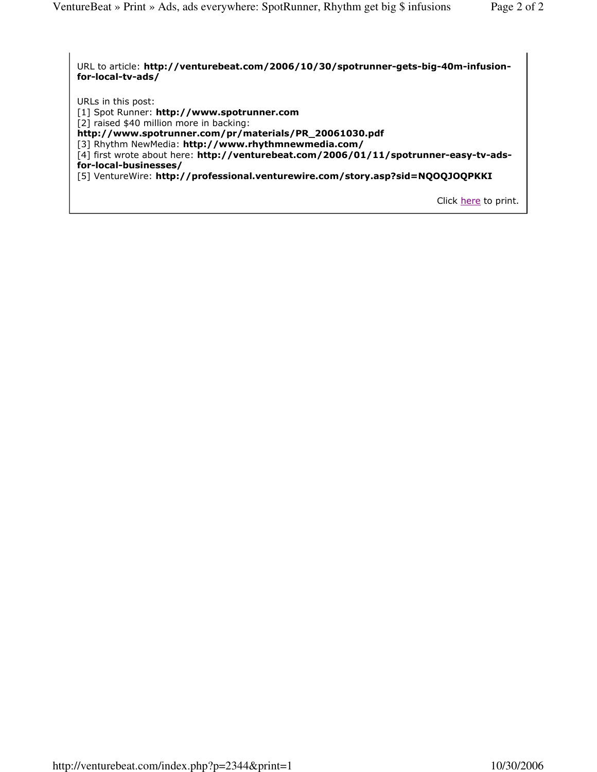URL to article: **http://venturebeat.com/2006/10/30/spotrunner-gets-big-40m-infusion-for-local-tv-ads/**

URLs in this post:
[1] Spot Runner: **http://www.spotrunner.com**
[2] raised $40 million more in backing: **http://www.spotrunner.com/pr/materials/PR_20061030.pdf**
[3] Rhythm NewMedia: **http://www.rhythmnewmedia.com/**
[4] first wrote about here: **http://venturebeat.com/2006/01/11/spotrunner-easy-tv-ads-for-local-businesses/**
[5] VentureWire: **http://professional.venturewire.com/story.asp?sid=NQOQJOQPKKI**

Click here to print.